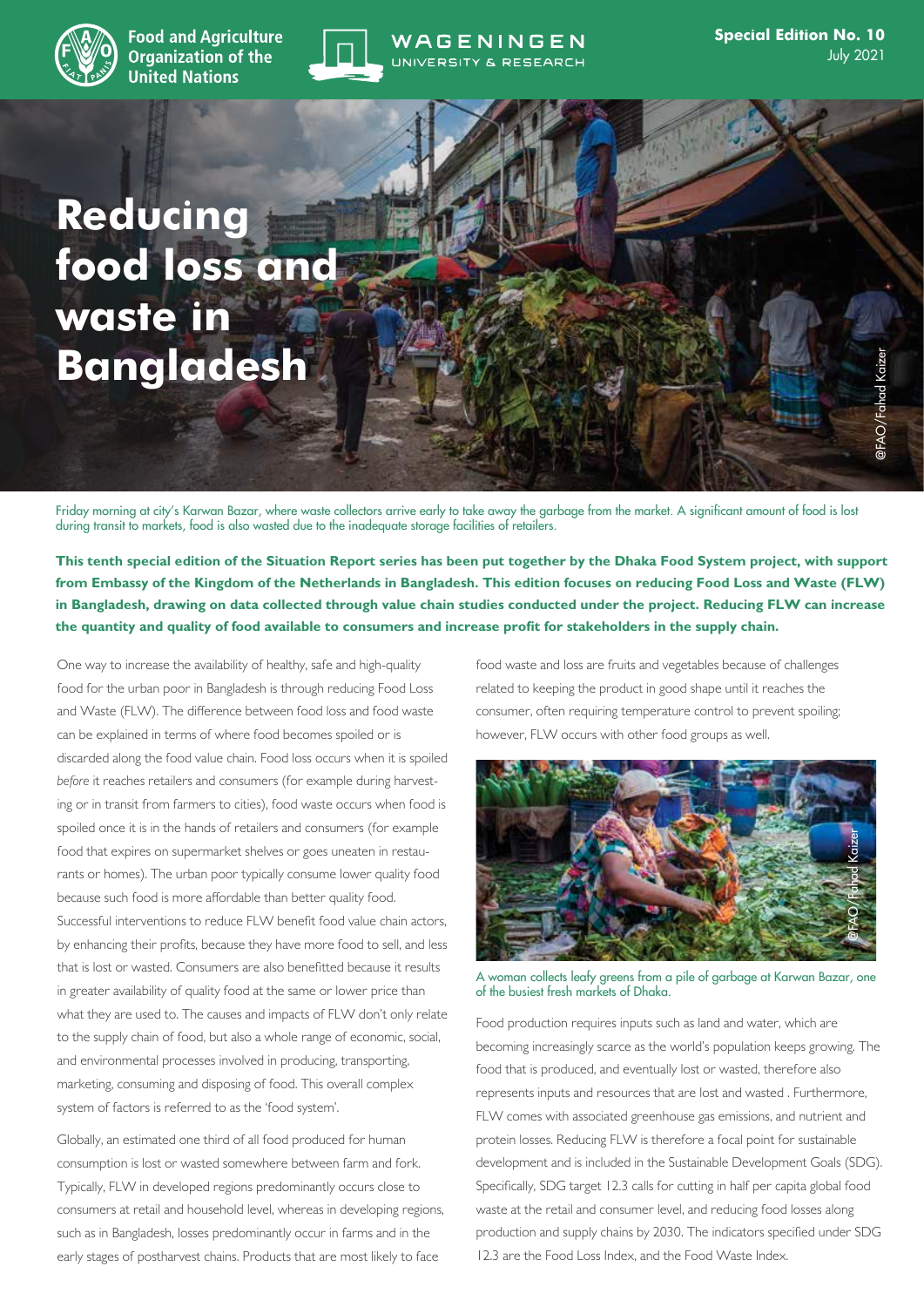Food and Agriculture Organization of the United Nations

WAGENINGEN UNIVERSITY & RESEARCH

**Special Edition No. 10**
July 2021

# Reducing food loss and waste in Bangladesh

@FAO/Fahad Kaizer

Friday morning at city's Karwan Bazar, where waste collectors arrive early to take away the garbage from the market. A significant amount of food is lost during transit to markets, food is also wasted due to the inadequate storage facilities of retailers.

**This tenth special edition of the Situation Report series has been put together by the Dhaka Food System project, with support from Embassy of the Kingdom of the Netherlands in Bangladesh. This edition focuses on reducing Food Loss and Waste (FLW) in Bangladesh, drawing on data collected through value chain studies conducted under the project. Reducing FLW can increase the quantity and quality of food available to consumers and increase profit for stakeholders in the supply chain.**

One way to increase the availability of healthy, safe and high-quality food for the urban poor in Bangladesh is through reducing Food Loss and Waste (FLW). The difference between food loss and food waste can be explained in terms of where food becomes spoiled or is discarded along the food value chain. Food loss occurs when it is spoiled *before* it reaches retailers and consumers (for example during harvesting or in transit from farmers to cities), food waste occurs when food is spoiled once it is in the hands of retailers and consumers (for example food that expires on supermarket shelves or goes uneaten in restaurants or homes). The urban poor typically consume lower quality food because such food is more affordable than better quality food. Successful interventions to reduce FLW benefit food value chain actors, by enhancing their profits, because they have more food to sell, and less that is lost or wasted. Consumers are also benefitted because it results in greater availability of quality food at the same or lower price than what they are used to. The causes and impacts of FLW don't only relate to the supply chain of food, but also a whole range of economic, social, and environmental processes involved in producing, transporting, marketing, consuming and disposing of food. This overall complex system of factors is referred to as the 'food system'.

Globally, an estimated one third of all food produced for human consumption is lost or wasted somewhere between farm and fork. Typically, FLW in developed regions predominantly occurs close to consumers at retail and household level, whereas in developing regions, such as in Bangladesh, losses predominantly occur in farms and in the early stages of postharvest chains. Products that are most likely to face food waste and loss are fruits and vegetables because of challenges related to keeping the product in good shape until it reaches the consumer, often requiring temperature control to prevent spoiling; however, FLW occurs with other food groups as well.

@FAO/Fahad Kaizer

A woman collects leafy greens from a pile of garbage at Karwan Bazar, one of the busiest fresh markets of Dhaka.

Food production requires inputs such as land and water, which are becoming increasingly scarce as the world's population keeps growing. The food that is produced, and eventually lost or wasted, therefore also represents inputs and resources that are lost and wasted . Furthermore, FLW comes with associated greenhouse gas emissions, and nutrient and protein losses. Reducing FLW is therefore a focal point for sustainable development and is included in the Sustainable Development Goals (SDG). Specifically, SDG target 12.3 calls for cutting in half per capita global food waste at the retail and consumer level, and reducing food losses along production and supply chains by 2030. The indicators specified under SDG 12.3 are the Food Loss Index, and the Food Waste Index.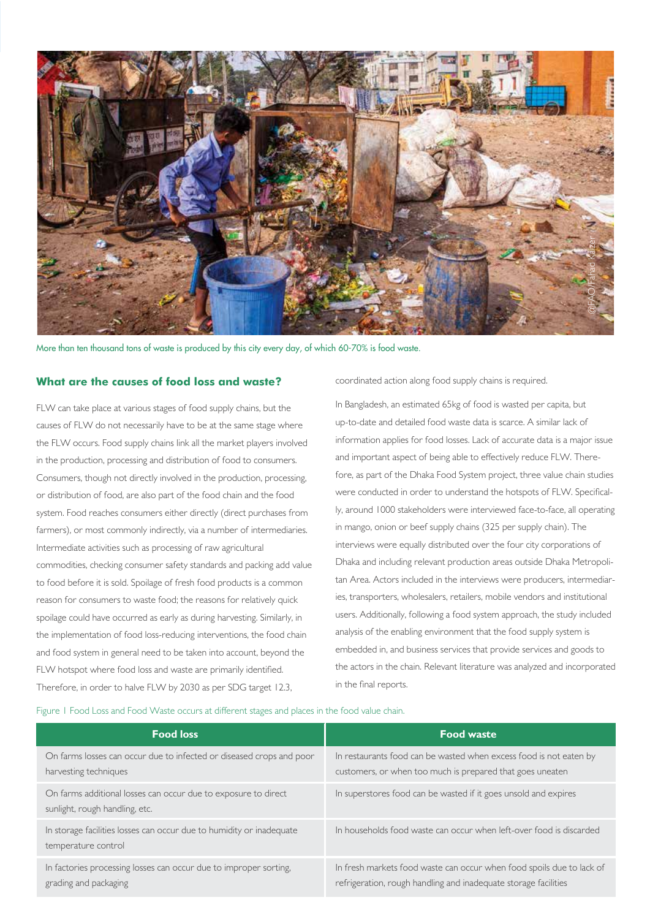More than ten thousand tons of waste is produced by this city every day, of which 60-70% is food waste.

### What are the causes of food loss and waste?

FLW can take place at various stages of food supply chains, but the causes of FLW do not necessarily have to be at the same stage where the FLW occurs. Food supply chains link all the market players involved in the production, processing and distribution of food to consumers. Consumers, though not directly involved in the production, processing, or distribution of food, are also part of the food chain and the food system. Food reaches consumers either directly (direct purchases from farmers), or most commonly indirectly, via a number of intermediaries. Intermediate activities such as processing of raw agricultural commodities, checking consumer safety standards and packing add value to food before it is sold. Spoilage of fresh food products is a common reason for consumers to waste food; the reasons for relatively quick spoilage could have occurred as early as during harvesting. Similarly, in the implementation of food loss-reducing interventions, the food chain and food system in general need to be taken into account, beyond the FLW hotspot where food loss and waste are primarily identified. Therefore, in order to halve FLW by 2030 as per SDG target 12.3, coordinated action along food supply chains is required.

In Bangladesh, an estimated 65kg of food is wasted per capita, but up-to-date and detailed food waste data is scarce. A similar lack of information applies for food losses. Lack of accurate data is a major issue and important aspect of being able to effectively reduce FLW. Therefore, as part of the Dhaka Food System project, three value chain studies were conducted in order to understand the hotspots of FLW. Specifically, around 1000 stakeholders were interviewed face-to-face, all operating in mango, onion or beef supply chains (325 per supply chain). The interviews were equally distributed over the four city corporations of Dhaka and including relevant production areas outside Dhaka Metropolitan Area. Actors included in the interviews were producers, intermediaries, transporters, wholesalers, retailers, mobile vendors and institutional users. Additionally, following a food system approach, the study included analysis of the enabling environment that the food supply system is embedded in, and business services that provide services and goods to the actors in the chain. Relevant literature was analyzed and incorporated in the final reports.

Figure 1 Food Loss and Food Waste occurs at different stages and places in the food value chain.

| Food loss | Food waste |
|---|---|
| On farms losses can occur due to infected or diseased crops and poor harvesting techniques | In restaurants food can be wasted when excess food is not eaten by customers, or when too much is prepared that goes uneaten |
| On farms additional losses can occur due to exposure to direct sunlight, rough handling, etc. | In superstores food can be wasted if it goes unsold and expires |
| In storage facilities losses can occur due to humidity or inadequate temperature control | In households food waste can occur when left-over food is discarded |
| In factories processing losses can occur due to improper sorting, grading and packaging | In fresh markets food waste can occur when food spoils due to lack of refrigeration, rough handling and inadequate storage facilities |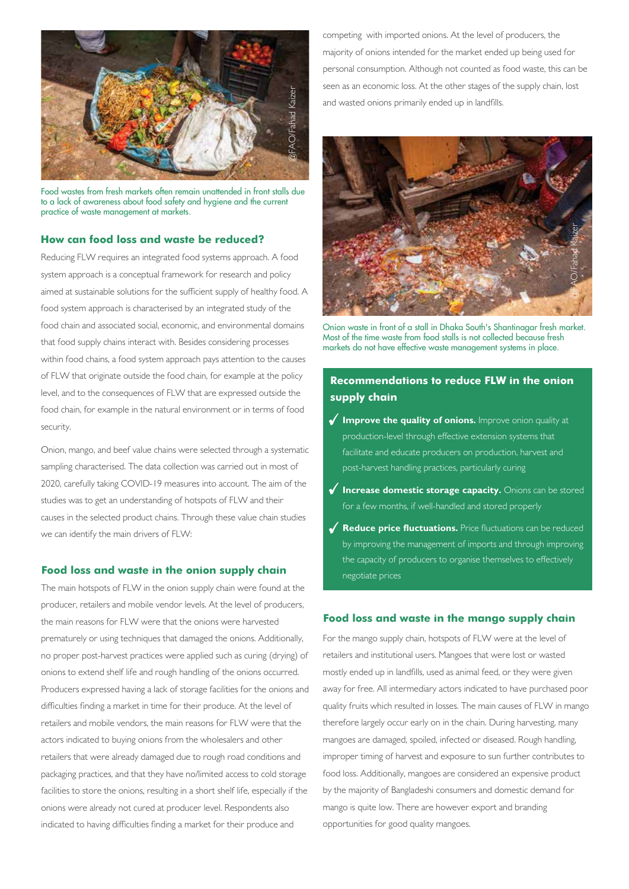Food wastes from fresh markets often remain unattended in front stalls due to a lack of awareness about food safety and hygiene and the current practice of waste management at markets.

## How can food loss and waste be reduced?

Reducing FLW requires an integrated food systems approach. A food system approach is a conceptual framework for research and policy aimed at sustainable solutions for the sufficient supply of healthy food. A food system approach is characterised by an integrated study of the food chain and associated social, economic, and environmental domains that food supply chains interact with. Besides considering processes within food chains, a food system approach pays attention to the causes of FLW that originate outside the food chain, for example at the policy level, and to the consequences of FLW that are expressed outside the food chain, for example in the natural environment or in terms of food security.

Onion, mango, and beef value chains were selected through a systematic sampling characterised. The data collection was carried out in most of 2020, carefully taking COVID-19 measures into account. The aim of the studies was to get an understanding of hotspots of FLW and their causes in the selected product chains. Through these value chain studies we can identify the main drivers of FLW:

## Food loss and waste in the onion supply chain

The main hotspots of FLW in the onion supply chain were found at the producer, retailers and mobile vendor levels. At the level of producers, the main reasons for FLW were that the onions were harvested prematurely or using techniques that damaged the onions. Additionally, no proper post-harvest practices were applied such as curing (drying) of onions to extend shelf life and rough handling of the onions occurred. Producers expressed having a lack of storage facilities for the onions and difficulties finding a market in time for their produce. At the level of retailers and mobile vendors, the main reasons for FLW were that the actors indicated to buying onions from the wholesalers and other retailers that were already damaged due to rough road conditions and packaging practices, and that they have no/limited access to cold storage facilities to store the onions, resulting in a short shelf life, especially if the onions were already not cured at producer level. Respondents also indicated to having difficulties finding a market for their produce and competing with imported onions. At the level of producers, the majority of onions intended for the market ended up being used for personal consumption. Although not counted as food waste, this can be seen as an economic loss. At the other stages of the supply chain, lost and wasted onions primarily ended up in landfills.

Onion waste in front of a stall in Dhaka South's Shantinagar fresh market. Most of the time waste from food stalls is not collected because fresh markets do not have effective waste management systems in place.

### Recommendations to reduce FLW in the onion supply chain

- **Improve the quality of onions.** Improve onion quality at production-level through effective extension systems that facilitate and educate producers on production, harvest and post-harvest handling practices, particularly curing
- **Increase domestic storage capacity.** Onions can be stored for a few months, if well-handled and stored properly
- **Reduce price fluctuations.** Price fluctuations can be reduced by improving the management of imports and through improving the capacity of producers to organise themselves to effectively negotiate prices

## Food loss and waste in the mango supply chain

For the mango supply chain, hotspots of FLW were at the level of retailers and institutional users. Mangoes that were lost or wasted mostly ended up in landfills, used as animal feed, or they were given away for free. All intermediary actors indicated to have purchased poor quality fruits which resulted in losses. The main causes of FLW in mango therefore largely occur early on in the chain. During harvesting, many mangoes are damaged, spoiled, infected or diseased. Rough handling, improper timing of harvest and exposure to sun further contributes to food loss. Additionally, mangoes are considered an expensive product by the majority of Bangladeshi consumers and domestic demand for mango is quite low. There are however export and branding opportunities for good quality mangoes.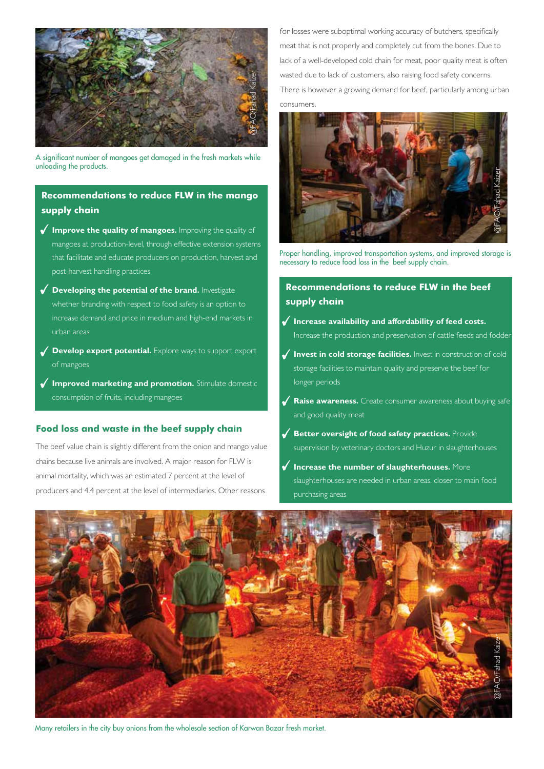A significant number of mangoes get damaged in the fresh markets while unloading the products.

## Recommendations to reduce FLW in the mango supply chain

- **Improve the quality of mangoes.** Improving the quality of mangoes at production-level, through effective extension systems that facilitate and educate producers on production, harvest and post-harvest handling practices
- **Developing the potential of the brand.** Investigate whether branding with respect to food safety is an option to increase demand and price in medium and high-end markets in urban areas
- **Develop export potential.** Explore ways to support export of mangoes
- **Improved marketing and promotion.** Stimulate domestic consumption of fruits, including mangoes

## Food loss and waste in the beef supply chain

The beef value chain is slightly different from the onion and mango value chains because live animals are involved. A major reason for FLW is animal mortality, which was an estimated 7 percent at the level of producers and 4.4 percent at the level of intermediaries. Other reasons for losses were suboptimal working accuracy of butchers, specifically meat that is not properly and completely cut from the bones. Due to lack of a well-developed cold chain for meat, poor quality meat is often wasted due to lack of customers, also raising food safety concerns. There is however a growing demand for beef, particularly among urban consumers.

Proper handling, improved transportation systems, and improved storage is necessary to reduce food loss in the beef supply chain.

## Recommendations to reduce FLW in the beef supply chain

- **Increase availability and affordability of feed costs.** Increase the production and preservation of cattle feeds and fodder
- **Invest in cold storage facilities.** Invest in construction of cold storage facilities to maintain quality and preserve the beef for longer periods
- **Raise awareness.** Create consumer awareness about buying safe and good quality meat
- **Better oversight of food safety practices.** Provide supervision by veterinary doctors and Huzur in slaughterhouses
- **Increase the number of slaughterhouses.** More slaughterhouses are needed in urban areas, closer to main food purchasing areas

Many retailers in the city buy onions from the wholesale section of Karwan Bazar fresh market.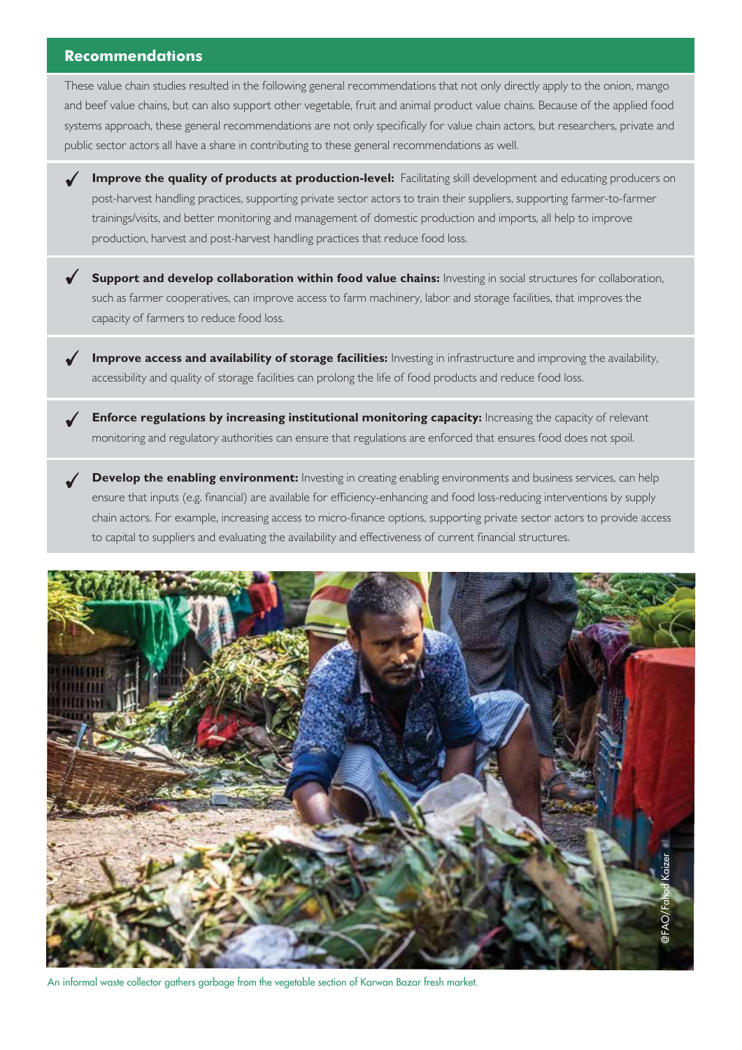## Recommendations

These value chain studies resulted in the following general recommendations that not only directly apply to the onion, mango and beef value chains, but can also support other vegetable, fruit and animal product value chains. Because of the applied food systems approach, these general recommendations are not only specifically for value chain actors, but researchers, private and public sector actors all have a share in contributing to these general recommendations as well.

- ✓ **Improve the quality of products at production-level:** Facilitating skill development and educating producers on post-harvest handling practices, supporting private sector actors to train their suppliers, supporting farmer-to-farmer trainings/visits, and better monitoring and management of domestic production and imports, all help to improve production, harvest and post-harvest handling practices that reduce food loss.

- ✓ **Support and develop collaboration within food value chains:** Investing in social structures for collaboration, such as farmer cooperatives, can improve access to farm machinery, labor and storage facilities, that improves the capacity of farmers to reduce food loss.

- ✓ **Improve access and availability of storage facilities:** Investing in infrastructure and improving the availability, accessibility and quality of storage facilities can prolong the life of food products and reduce food loss.

- ✓ **Enforce regulations by increasing institutional monitoring capacity:** Increasing the capacity of relevant monitoring and regulatory authorities can ensure that regulations are enforced that ensures food does not spoil.

- ✓ **Develop the enabling environment:** Investing in creating enabling environments and business services, can help ensure that inputs (e.g. financial) are available for efficiency-enhancing and food loss-reducing interventions by supply chain actors. For example, increasing access to micro-finance options, supporting private sector actors to provide access to capital to suppliers and evaluating the availability and effectiveness of current financial structures.

©FAO/Fahad Kaizer

An informal waste collector gathers garbage from the vegetable section of Karwan Bazar fresh market.